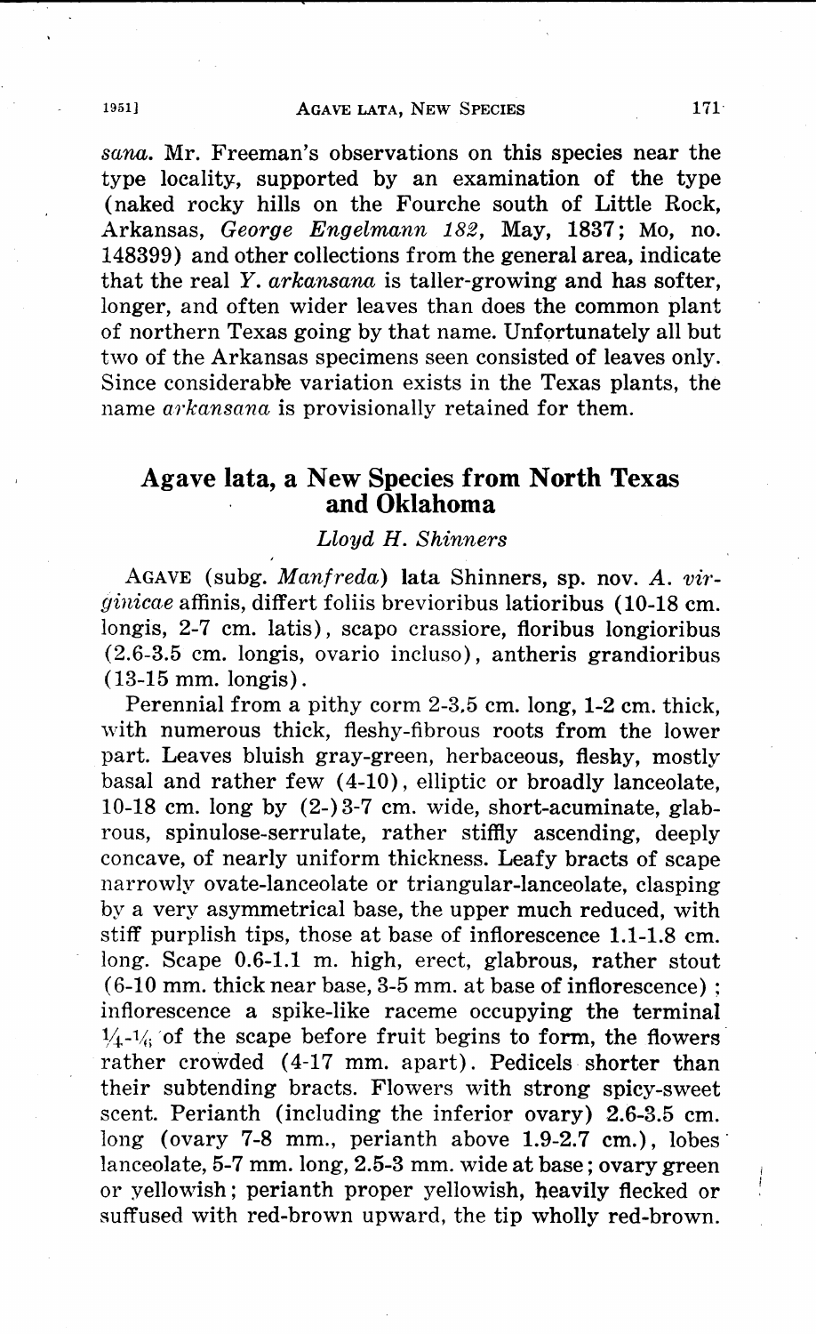*sana*. Mr. Freeman's observations on this species near the type locality, supported by an examination of the type (naked rocky hills on the Fourche south of Little Rock, Arkansas, *George Engelmann 182*, May, 1837; Mo, no. 148399) and other collections from the general area, indicate that the real *Y. arkansana* is taller-growing and has softer, longer, and often wider leaves than does the common plant of northern Texas going by that name. Unfortunately all but two of the Arkansas specimens seen consisted of leaves only. Since considerable variation exists in the Texas plants, the name *arkansana* is provisionally retained for them.

## Agave lata, a New Species from North Texas and Oklahoma

*Lloyd H. Shinners*

AGAVE (subg. *Manfreda*) **lata** Shinners, sp. nov. *A. virginicae* affinis, differt foliis brevioribus latioribus (10-18 cm. longis, 2-7 cm. latis), scapo crassiore, floribus longioribus (2.6-3.5 cm. longis, ovario incluso), antheris grandioribus (13-15 mm. longis).

Perennial from a pithy corm 2-3.5 cm. long, 1-2 cm. thick, with numerous thick, fleshy-fibrous roots from the lower part. Leaves bluish gray-green, herbaceous, fleshy, mostly basal and rather few (4-10), elliptic or broadly lanceolate, 10-18 cm. long by (2-)3-7 cm. wide, short-acuminate, glabrous, spinulose-serrulate, rather stiffly ascending, deeply concave, of nearly uniform thickness. Leafy bracts of scape narrowly ovate-lanceolate or triangular-lanceolate, clasping by a very asymmetrical base, the upper much reduced, with stiff purplish tips, those at base of inflorescence 1.1-1.8 cm. long. Scape 0.6-1.1 m. high, erect, glabrous, rather stout (6-10 mm. thick near base, 3-5 mm. at base of inflorescence); inflorescence a spike-like raceme occupying the terminal $\frac{1}{4}$-$\frac{1}{6}$ of the scape before fruit begins to form, the flowers rather crowded (4-17 mm. apart). Pedicels shorter than their subtending bracts. Flowers with strong spicy-sweet scent. Perianth (including the inferior ovary) 2.6-3.5 cm. long (ovary 7-8 mm., perianth above 1.9-2.7 cm.), lobes lanceolate, 5-7 mm. long, 2.5-3 mm. wide at base; ovary green or yellowish; perianth proper yellowish, heavily flecked or suffused with red-brown upward, the tip wholly red-brown.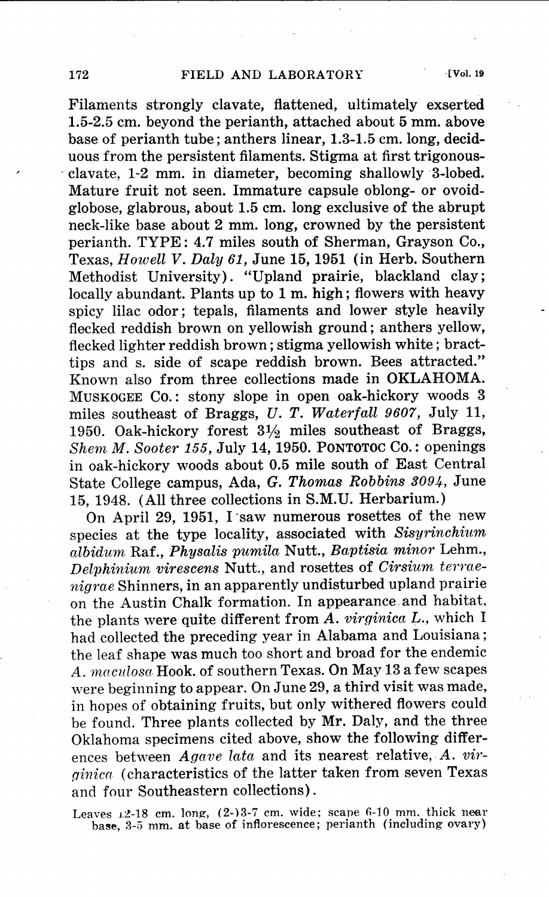Filaments strongly clavate, flattened, ultimately exserted 1.5-2.5 cm. beyond the perianth, attached about 5 mm. above base of perianth tube; anthers linear, 1.3-1.5 cm. long, deciduous from the persistent filaments. Stigma at first trigonous-clavate, 1-2 mm. in diameter, becoming shallowly 3-lobed. Mature fruit not seen. Immature capsule oblong- or ovoid-globose, glabrous, about 1.5 cm. long exclusive of the abrupt neck-like base about 2 mm. long, crowned by the persistent perianth. TYPE: 4.7 miles south of Sherman, Grayson Co., Texas, *Howell V. Daly 61*, June 15, 1951 (in Herb. Southern Methodist University). "Upland prairie, blackland clay; locally abundant. Plants up to 1 m. high; flowers with heavy spicy lilac odor; tepals, filaments and lower style heavily flecked reddish brown on yellowish ground; anthers yellow, flecked lighter reddish brown; stigma yellowish white; bract-tips and s. side of scape reddish brown. Bees attracted." Known also from three collections made in OKLAHOMA. MUSKOGEE CO.: stony slope in open oak-hickory woods 3 miles southeast of Braggs, *U. T. Waterfall 9607*, July 11, 1950. Oak-hickory forest 3½ miles southeast of Braggs, *Shem M. Sooter 155*, July 14, 1950. PONTOTOC CO.: openings in oak-hickory woods about 0.5 mile south of East Central State College campus, Ada, *G. Thomas Robbins 3094*, June 15, 1948. (All three collections in S.M.U. Herbarium.)

On April 29, 1951, I saw numerous rosettes of the new species at the type locality, associated with *Sisyrinchium albidum* Raf., *Physalis pumila* Nutt., *Baptisia minor* Lehm., *Delphinium virescens* Nutt., and rosettes of *Cirsium terrae-nigrae* Shinners, in an apparently undisturbed upland prairie on the Austin Chalk formation. In appearance and habitat, the plants were quite different from *A. virginica L.*, which I had collected the preceding year in Alabama and Louisiana; the leaf shape was much too short and broad for the endemic *A. maculosa* Hook. of southern Texas. On May 13 a few scapes were beginning to appear. On June 29, a third visit was made, in hopes of obtaining fruits, but only withered flowers could be found. Three plants collected by Mr. Daly, and the three Oklahoma specimens cited above, show the following differences between *Agave lata* and its nearest relative, *A. virginica* (characteristics of the latter taken from seven Texas and four Southeastern collections).

Leaves 12-18 cm. long, (2-)3-7 cm. wide; scape 6-10 mm. thick near base, 3-5 mm. at base of inflorescence; perianth (including ovary)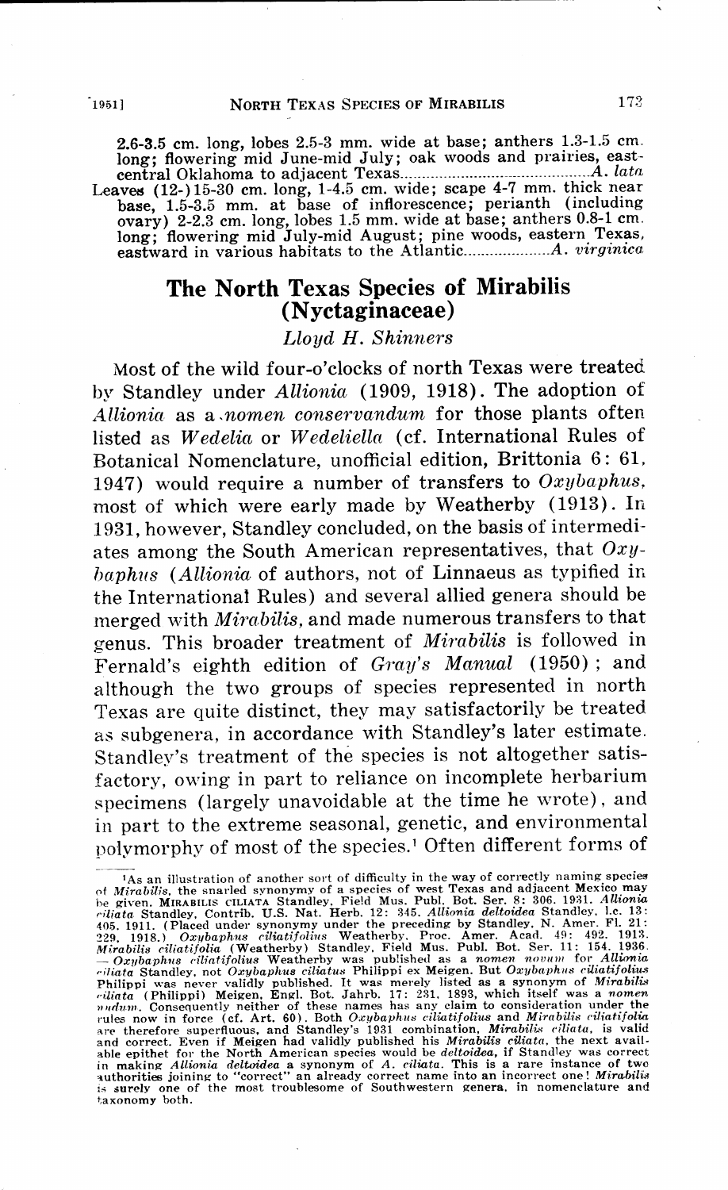2.6-3.5 cm. long, lobes 2.5-3 mm. wide at base; anthers 1.3-1.5 cm. long; flowering mid June-mid July; oak woods and prairies, east-central Oklahoma to adjacent Texas.......................................................*A. lata*

Leaves (12-)15-30 cm. long, 1-4.5 cm. wide; scape 4-7 mm. thick near base, 1.5-3.5 mm. at base of inflorescence; perianth (including ovary) 2-2.3 cm. long, lobes 1.5 mm. wide at base; anthers 0.8-1 cm. long; flowering mid July-mid August; pine woods, eastern Texas, eastward in various habitats to the Atlantic...................*A. virginica*

# The North Texas Species of Mirabilis (Nyctaginaceae)

*Lloyd H. Shinners*

Most of the wild four-o'clocks of north Texas were treated by Standley under *Allionia* (1909, 1918). The adoption of *Allionia* as a *nomen conservandum* for those plants often listed as *Wedelia* or *Wedeliella* (cf. International Rules of Botanical Nomenclature, unofficial edition, Brittonia 6: 61, 1947) would require a number of transfers to *Oxybaphus*, most of which were early made by Weatherby (1913). In 1931, however, Standley concluded, on the basis of intermediates among the South American representatives, that *Oxybaphus* (*Allionia* of authors, not of Linnaeus as typified in the International Rules) and several allied genera should be merged with *Mirabilis*, and made numerous transfers to that genus. This broader treatment of *Mirabilis* is followed in Fernald's eighth edition of *Gray's Manual* (1950); and although the two groups of species represented in north Texas are quite distinct, they may satisfactorily be treated as subgenera, in accordance with Standley's later estimate. Standley's treatment of the species is not altogether satisfactory, owing in part to reliance on incomplete herbarium specimens (largely unavoidable at the time he wrote), and in part to the extreme seasonal, genetic, and environmental polymorphy of most of the species.[1] Often different forms of

[1]As an illustration of another sort of difficulty in the way of correctly naming species of *Mirabilis*, the snarled synonymy of a species of west Texas and adjacent Mexico may be given. MIRABILIS CILIATA Standley, Field Mus. Publ. Bot. Ser. 8: 306. 1931. *Allionia ciliata* Standley, Contrib. U.S. Nat. Herb. 12: 345. *Allionia deltoidea* Standley, l.c. 13: 405. 1911. (Placed under synonymy under the preceding by Standley, N. Amer. Fl. 21: 229. 1918.) *Oxybaphus ciliatifolius* Weatherby, Proc. Amer. Acad. 49: 492. 1913. *Mirabilis ciliatifolia* (Weatherby) Standley, Field Mus. Publ. Bot. Ser. 11: 154. 1936. — *Oxybaphus ciliatifolius* Weatherby was published as a *nomen novum* for *Allionia ciliata* Standley, not *Oxybaphus ciliatus* Philippi ex Meigen. But *Oxybaphus ciliatifolius* Philippi was never validly published. It was merely listed as a synonym of *Mirabilis ciliata* (Philippi) Meigen, Engl. Bot. Jahrb. 17: 231, 1893, which itself was a *nomen nudum*. Consequently neither of these names has any claim to consideration under the rules now in force (cf. Art. 60). Both *Oxybaphus ciliatifolius* and *Mirabilis ciliatifolia* are therefore superfluous, and Standley's 1931 combination, *Mirabilis ciliata*, is valid and correct. Even if Meigen had validly published his *Mirabilis ciliata*, the next available epithet for the North American species would be *deltoidea*, if Standley was correct in making *Allionia deltoidea* a synonym of *A. ciliata*. This is a rare instance of two authorities joining to "correct" an already correct name into an incorrect one! *Mirabilis* is surely one of the most troublesome of Southwestern genera, in nomenclature and taxonomy both.